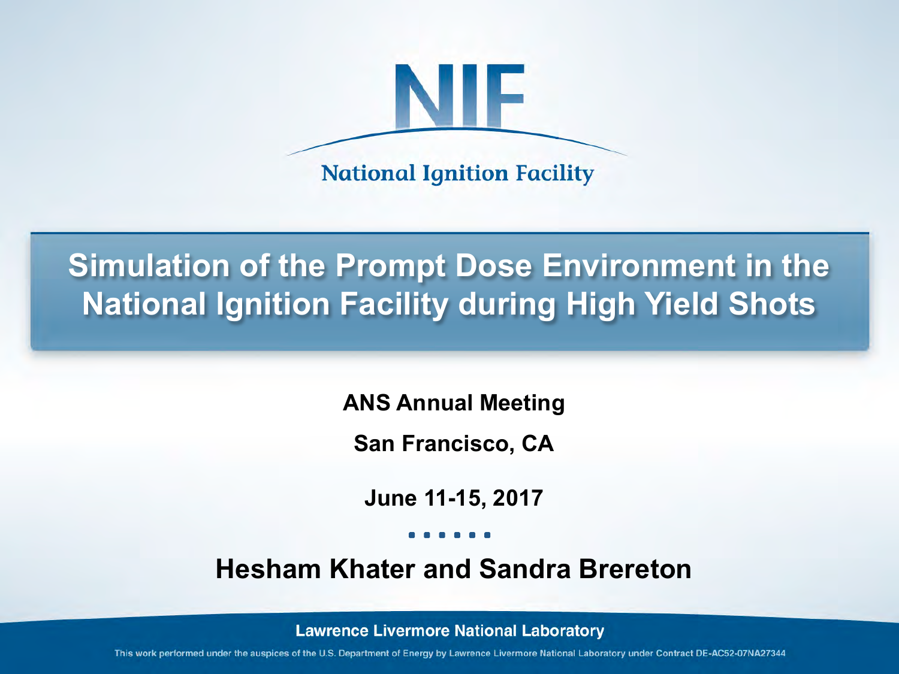# NIF

National Ignition Facility

# Simulation of the Prompt Dose Environment in the National Ignition Facility during High Yield Shots

**ANS Annual Meeting**

**San Francisco, CA**

**June 11-15, 2017**

## Hesham Khater and Sandra Brereton

**Lawrence Livermore National Laboratory**

This work performed under the auspices of the U.S. Department of Energy by Lawrence Livermore National Laboratory under Contract DE-AC52-07NA27344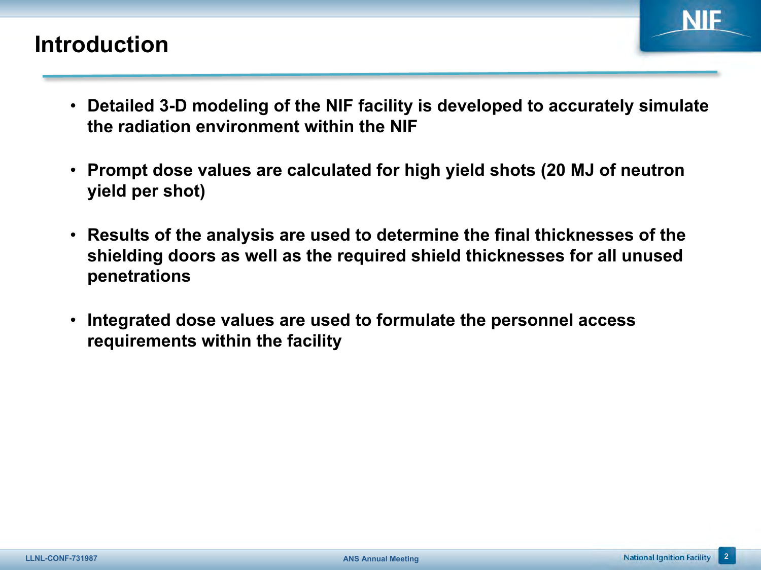# Introduction

- **Detailed 3-D modeling of the NIF facility is developed to accurately simulate the radiation environment within the NIF**
- **Prompt dose values are calculated for high yield shots (20 MJ of neutron yield per shot)**
- **Results of the analysis are used to determine the final thicknesses of the shielding doors as well as the required shield thicknesses for all unused penetrations**
- **Integrated dose values are used to formulate the personnel access requirements within the facility**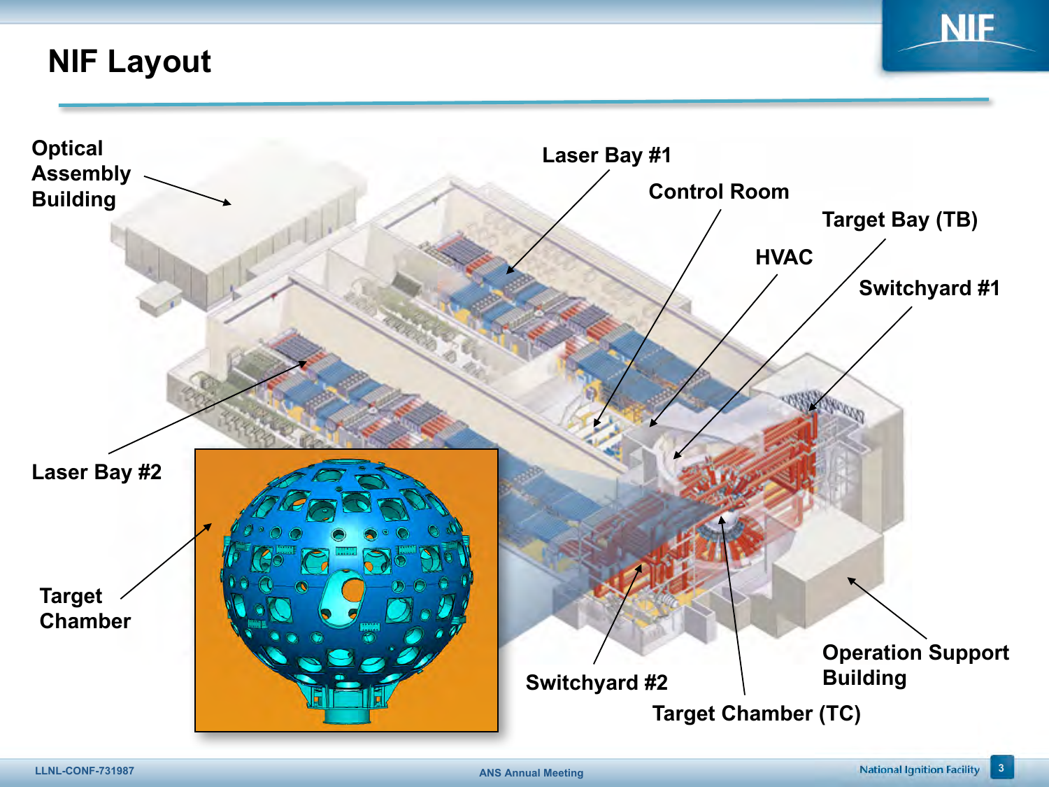# NIF Layout

Optical Assembly Building

Laser Bay #1

Control Room

Target Bay (TB)

HVAC

Switchyard #1

Laser Bay #2

Target Chamber

Switchyard #2

Target Chamber (TC)

Operation Support Building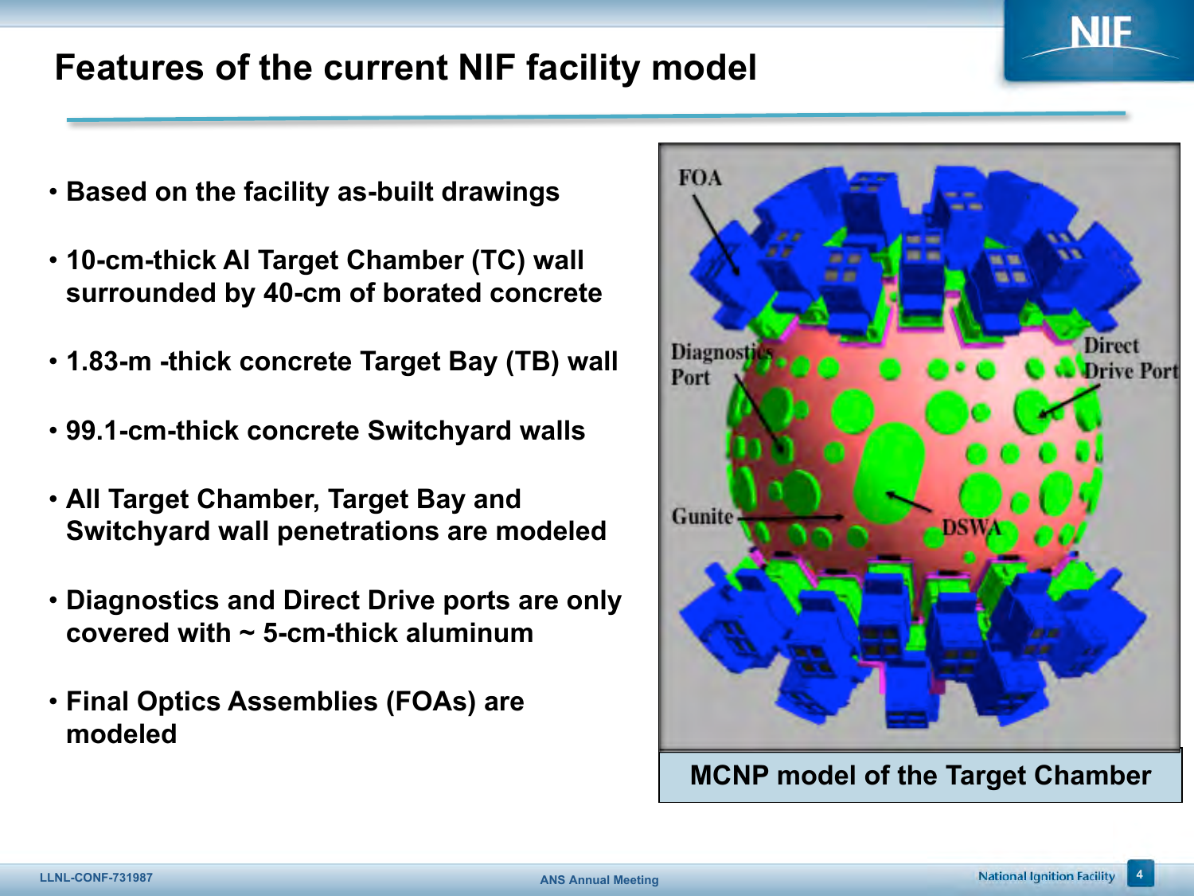# Features of the current NIF facility model

- Based on the facility as-built drawings
- 10-cm-thick Al Target Chamber (TC) wall surrounded by 40-cm of borated concrete
- 1.83-m -thick concrete Target Bay (TB) wall
- 99.1-cm-thick concrete Switchyard walls
- All Target Chamber, Target Bay and Switchyard wall penetrations are modeled
- Diagnostics and Direct Drive ports are only covered with ~ 5-cm-thick aluminum
- Final Optics Assemblies (FOAs) are modeled

MCNP model of the Target Chamber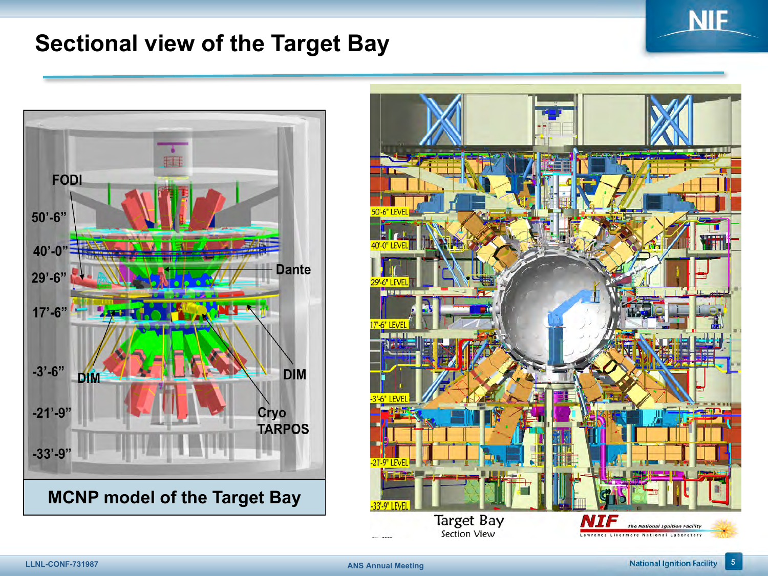# Sectional view of the Target Bay

FODI

50'-6"

40'-0"

29'-6"

17'-6"

-3'-6"

-21'-9"

-33'-9"

Dante

DIM

DIM

Cryo TARPOS

**MCNP model of the Target Bay**

50'-6" LEVEL

40'-0" LEVEL

29'-6" LEVEL

17'-6" LEVEL

-3'-6" LEVEL

-21'-9" LEVEL

-33'-9" LEVEL

Target Bay
Section View

NIF The National Ignition Facility
Lawrence Livermore National Laboratory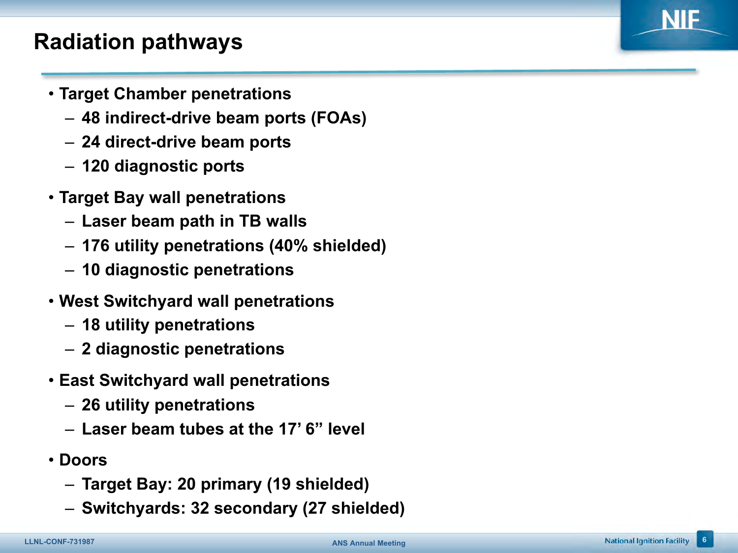# Radiation pathways

- Target Chamber penetrations
  - 48 indirect-drive beam ports (FOAs)
  - 24 direct-drive beam ports
  - 120 diagnostic ports
- Target Bay wall penetrations
  - Laser beam path in TB walls
  - 176 utility penetrations (40% shielded)
  - 10 diagnostic penetrations
- West Switchyard wall penetrations
  - 18 utility penetrations
  - 2 diagnostic penetrations
- East Switchyard wall penetrations
  - 26 utility penetrations
  - Laser beam tubes at the 17’ 6” level
- Doors
  - Target Bay: 20 primary (19 shielded)
  - Switchyards: 32 secondary (27 shielded)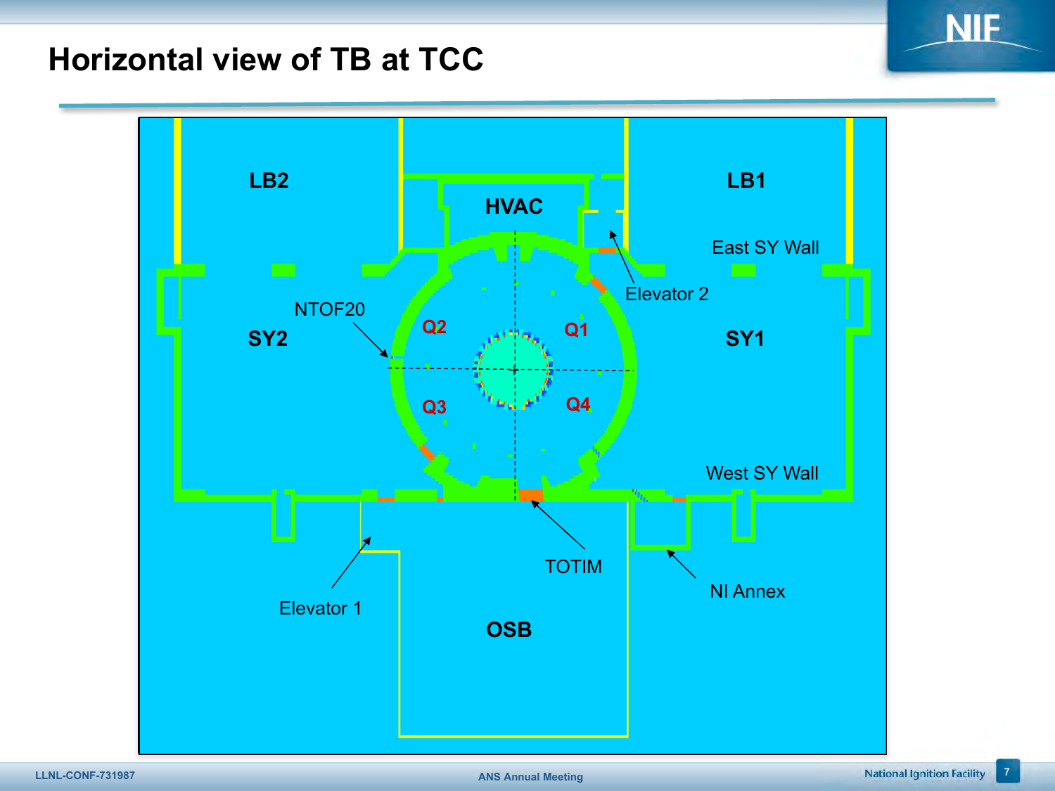# Horizontal view of TB at TCC

LB2

HVAC

LB1

East SY Wall

Elevator 2

NTOF20

SY2

Q2

Q1

SY1

Q3

Q4

West SY Wall

TOTIM

NI Annex

Elevator 1

OSB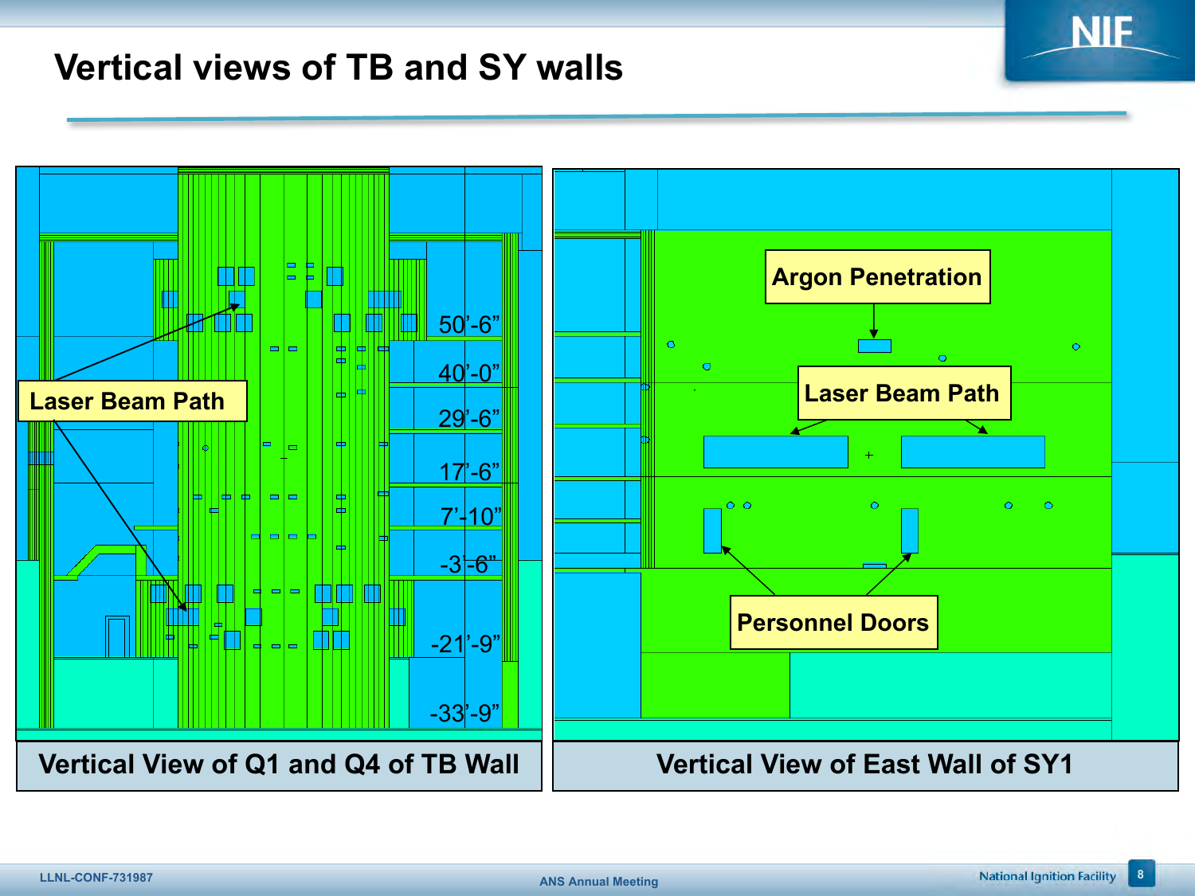# Vertical views of TB and SY walls

Laser Beam Path

50'-6"

40'-0"

29'-6"

17'-6"

7'-10"

-3'-6"

-21'-9"

-33'-9"

**Vertical View of Q1 and Q4 of TB Wall**

Argon Penetration

Laser Beam Path

Personnel Doors

**Vertical View of East Wall of SY1**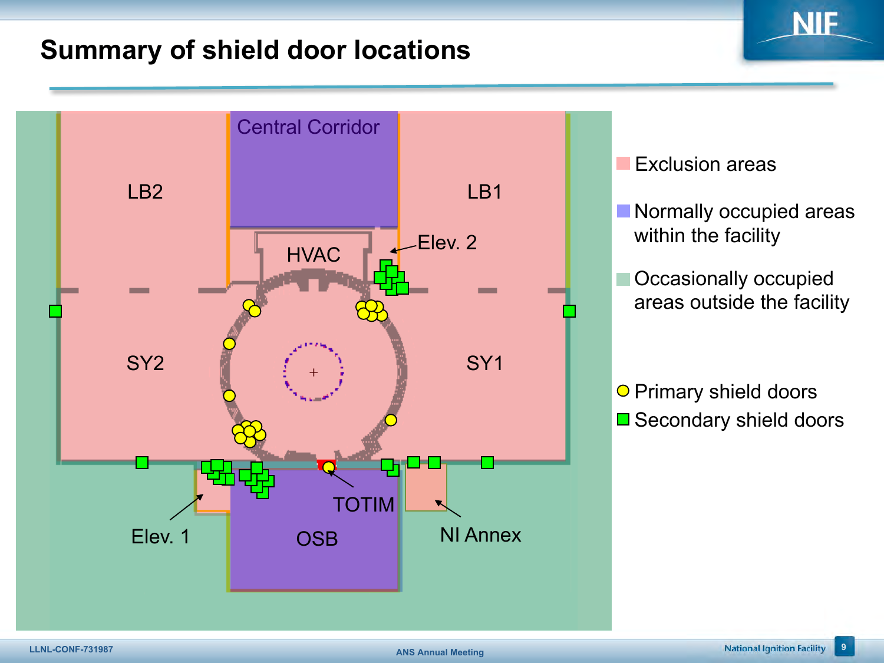# Summary of shield door locations

Central Corridor

LB2

LB1

HVAC

Elev. 2

SY2

SY1

TOTIM

Elev. 1

OSB

NI Annex

- Exclusion areas
- Normally occupied areas within the facility
- Occasionally occupied areas outside the facility

- Primary shield doors
- Secondary shield doors

LLNL-CONF-731987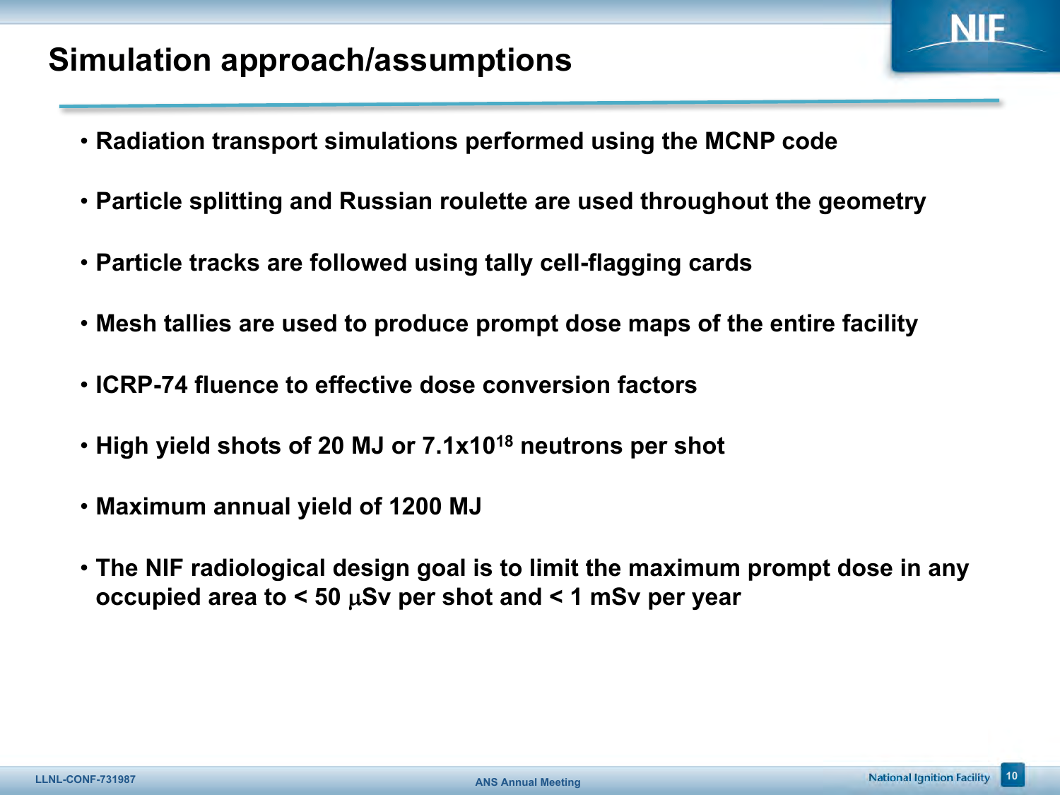# Simulation approach/assumptions

- Radiation transport simulations performed using the MCNP code
- Particle splitting and Russian roulette are used throughout the geometry
- Particle tracks are followed using tally cell-flagging cards
- Mesh tallies are used to produce prompt dose maps of the entire facility
- ICRP-74 fluence to effective dose conversion factors
- High yield shots of 20 MJ or $7.1 \times 10^{18}$ neutrons per shot
- Maximum annual yield of 1200 MJ
- The NIF radiological design goal is to limit the maximum prompt dose in any occupied area to < 50 μSv per shot and < 1 mSv per year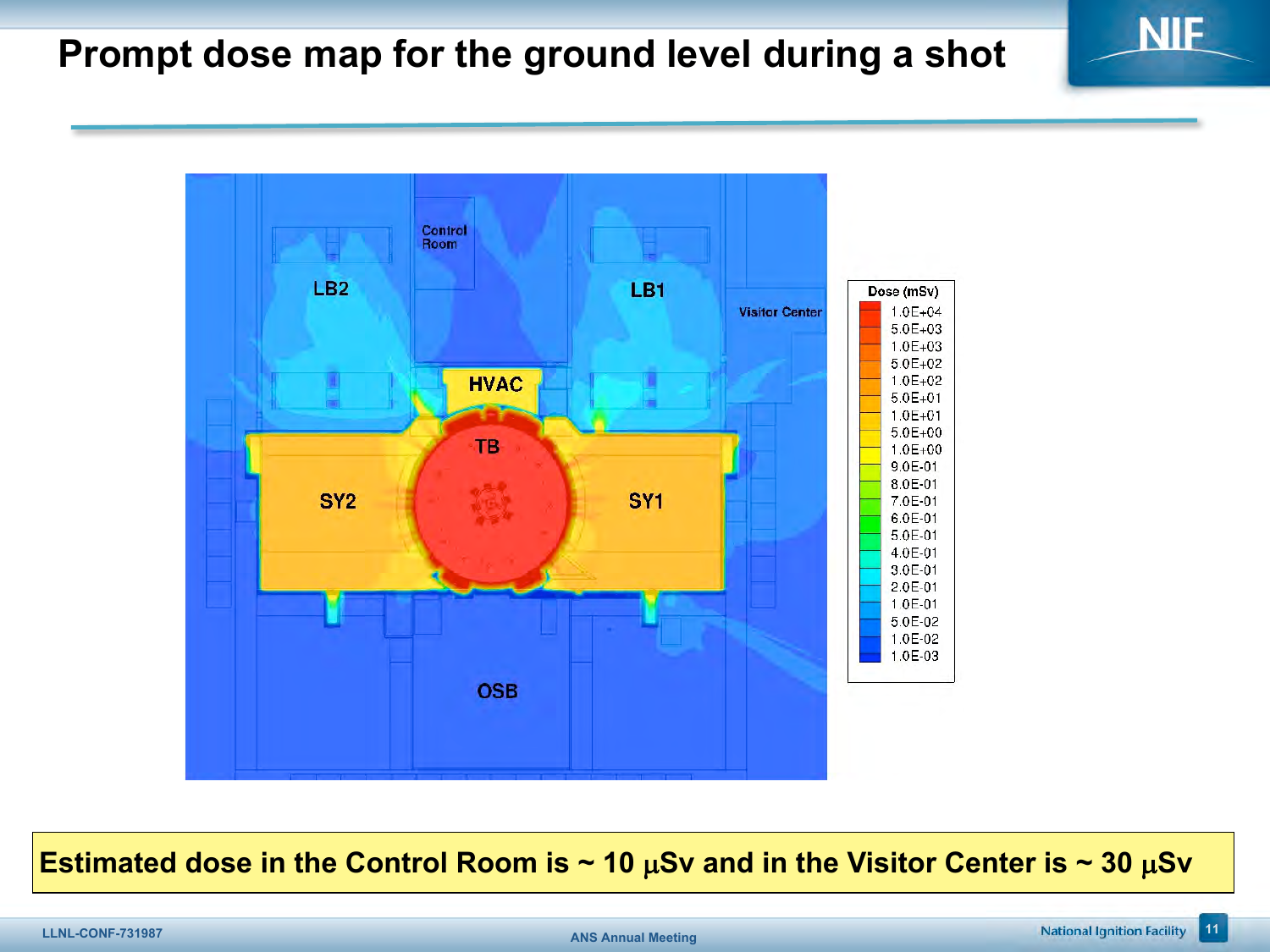# Prompt dose map for the ground level during a shot

Control Room

LB2

LB1

Visitor Center

HVAC

TB

SY2

SY1

OSB

| Dose (mSv) |
|---|
| 1.0E+04 |
| 5.0E+03 |
| 1.0E+03 |
| 5.0E+02 |
| 1.0E+02 |
| 5.0E+01 |
| 1.0E+01 |
| 5.0E+00 |
| 1.0E+00 |
| 9.0E-01 |
| 8.0E-01 |
| 7.0E-01 |
| 6.0E-01 |
| 5.0E-01 |
| 4.0E-01 |
| 3.0E-01 |
| 2.0E-01 |
| 1.0E-01 |
| 5.0E-02 |
| 1.0E-02 |
| 1.0E-03 |

**Estimated dose in the Control Room is ~ 10 $\mu$Sv and in the Visitor Center is ~ 30 $\mu$Sv**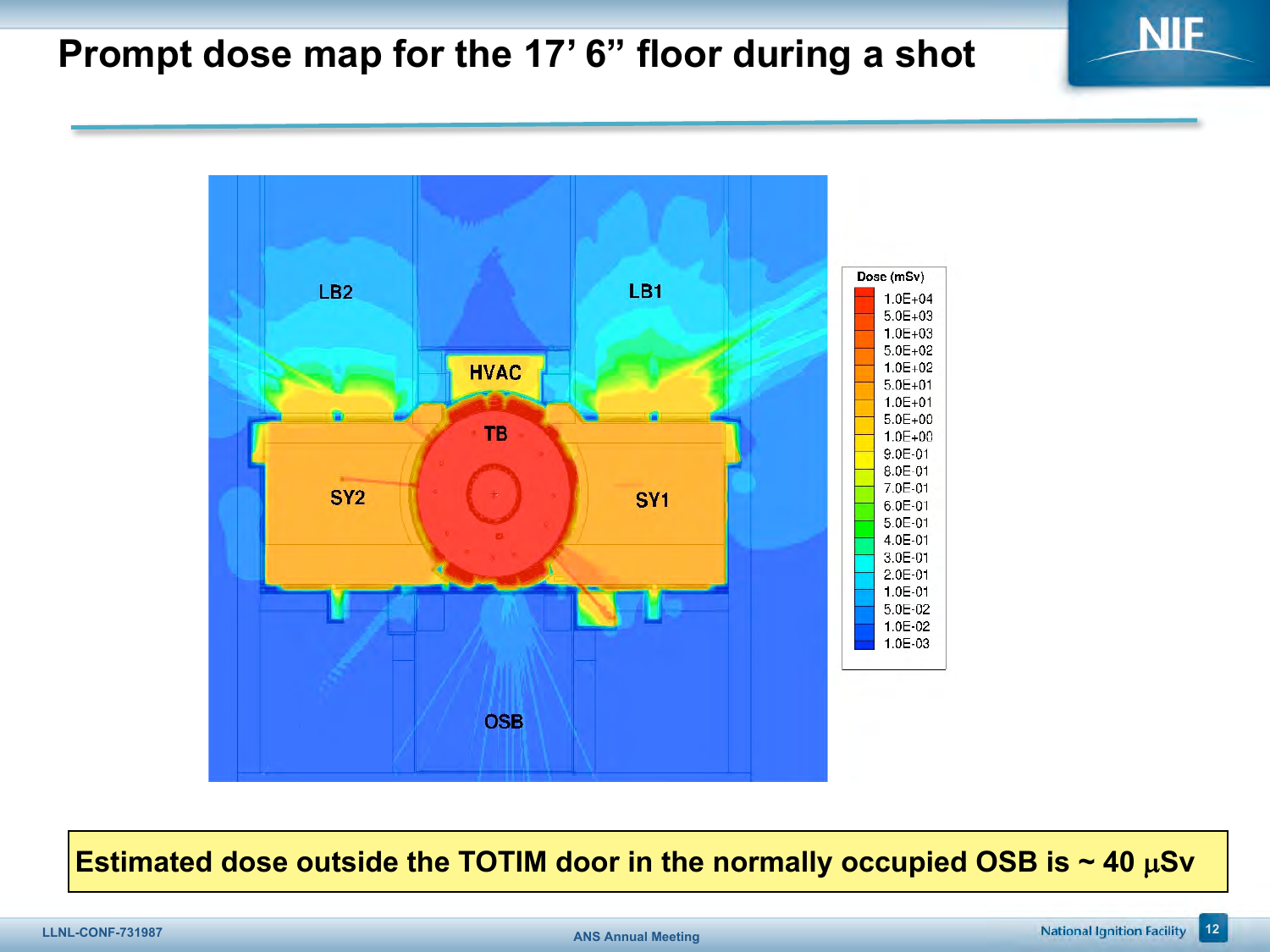# Prompt dose map for the 17’ 6” floor during a shot

LB2

LB1

HVAC

TB

SY2

SY1

OSB

| Dose (mSv) |
|---|
| 1.0E+04 |
| 5.0E+03 |
| 1.0E+03 |
| 5.0E+02 |
| 1.0E+02 |
| 5.0E+01 |
| 1.0E+01 |
| 5.0E+00 |
| 1.0E+00 |
| 9.0E-01 |
| 8.0E-01 |
| 7.0E-01 |
| 6.0E-01 |
| 5.0E-01 |
| 4.0E-01 |
| 3.0E-01 |
| 2.0E-01 |
| 1.0E-01 |
| 5.0E-02 |
| 1.0E-02 |
| 1.0E-03 |

**Estimated dose outside the TOTIM door in the normally occupied OSB is ~ 40 μSv**

LLNL-CONF-731987

ANS Annual Meeting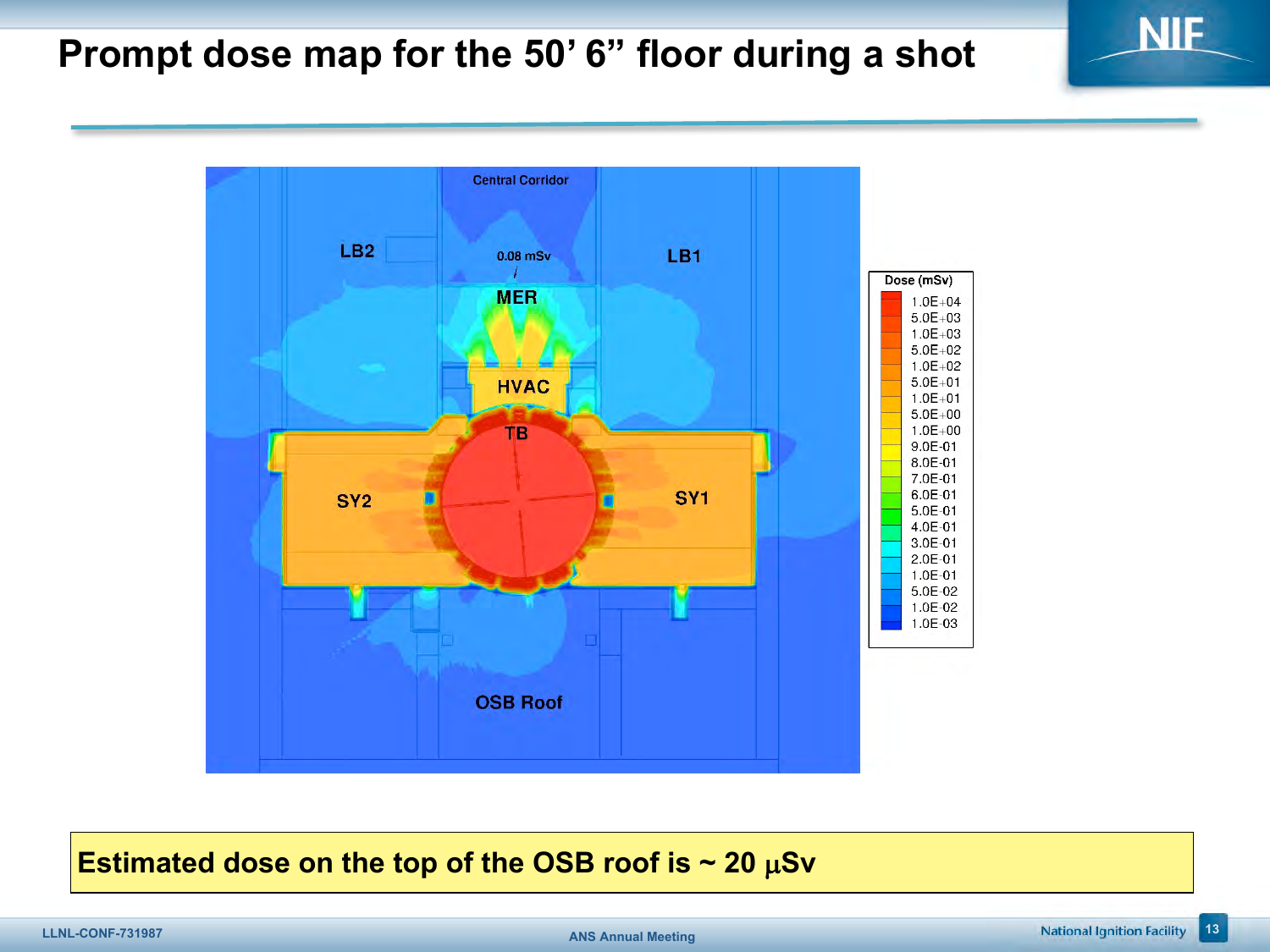# Prompt dose map for the 50' 6" floor during a shot

Central Corridor

LB2

0.08 mSv

LB1

MER

HVAC

TB

SY2

SY1

OSB Roof

| Dose (mSv) |
|---|
| 1.0E+04 |
| 5.0E+03 |
| 1.0E+03 |
| 5.0E+02 |
| 1.0E+02 |
| 5.0E+01 |
| 1.0E+01 |
| 5.0E+00 |
| 1.0E+00 |
| 9.0E-01 |
| 8.0E-01 |
| 7.0E-01 |
| 6.0E-01 |
| 5.0E-01 |
| 4.0E-01 |
| 3.0E-01 |
| 2.0E-01 |
| 1.0E-01 |
| 5.0E-02 |
| 1.0E-02 |
| 1.0E-03 |

**Estimated dose on the top of the OSB roof is ~ 20 $\mu$Sv**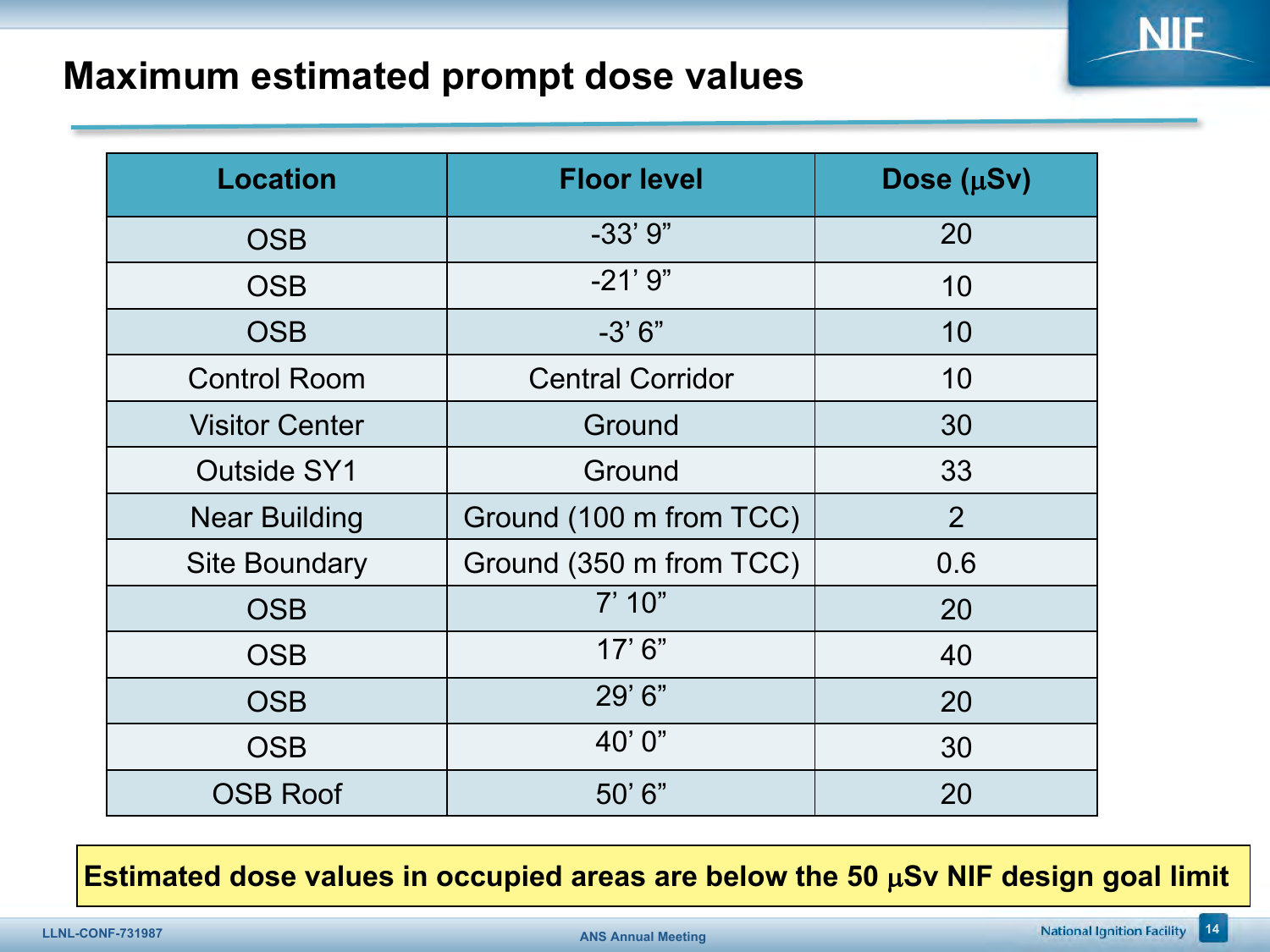# Maximum estimated prompt dose values

| Location | Floor level | Dose (μSv) |
|---|---|---|
| OSB | -33' 9" | 20 |
| OSB | -21' 9" | 10 |
| OSB | -3' 6" | 10 |
| Control Room | Central Corridor | 10 |
| Visitor Center | Ground | 30 |
| Outside SY1 | Ground | 33 |
| Near Building | Ground (100 m from TCC) | 2 |
| Site Boundary | Ground (350 m from TCC) | 0.6 |
| OSB | 7' 10" | 20 |
| OSB | 17' 6" | 40 |
| OSB | 29' 6" | 20 |
| OSB | 40' 0" | 30 |
| OSB Roof | 50' 6" | 20 |

**Estimated dose values in occupied areas are below the 50 μSv NIF design goal limit**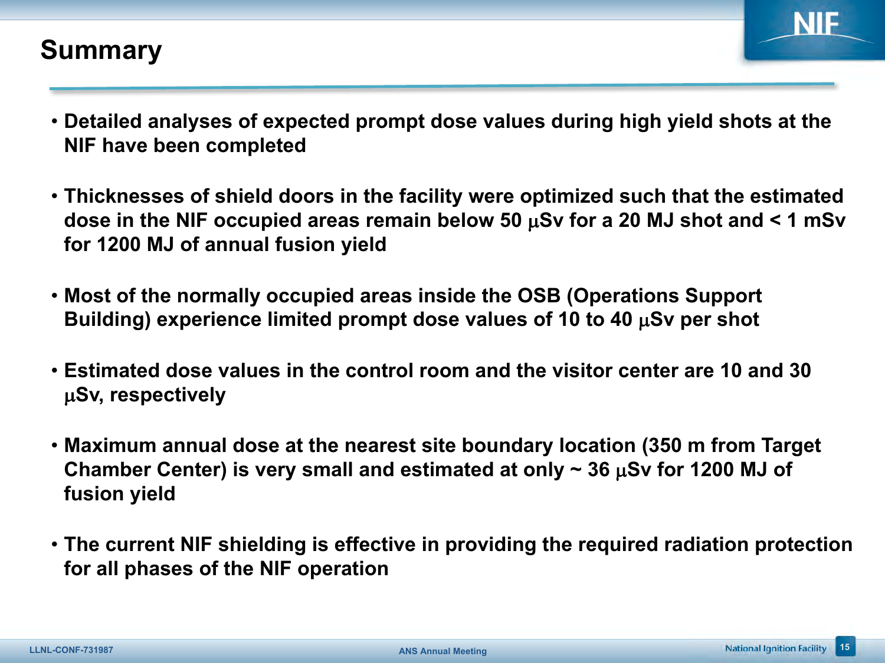# Summary

- **Detailed analyses of expected prompt dose values during high yield shots at the NIF have been completed**
- **Thicknesses of shield doors in the facility were optimized such that the estimated dose in the NIF occupied areas remain below 50 $\mu$Sv for a 20 MJ shot and < 1 mSv for 1200 MJ of annual fusion yield**
- **Most of the normally occupied areas inside the OSB (Operations Support Building) experience limited prompt dose values of 10 to 40 $\mu$Sv per shot**
- **Estimated dose values in the control room and the visitor center are 10 and 30 $\mu$Sv, respectively**
- **Maximum annual dose at the nearest site boundary location (350 m from Target Chamber Center) is very small and estimated at only ~ 36 $\mu$Sv for 1200 MJ of fusion yield**
- **The current NIF shielding is effective in providing the required radiation protection for all phases of the NIF operation**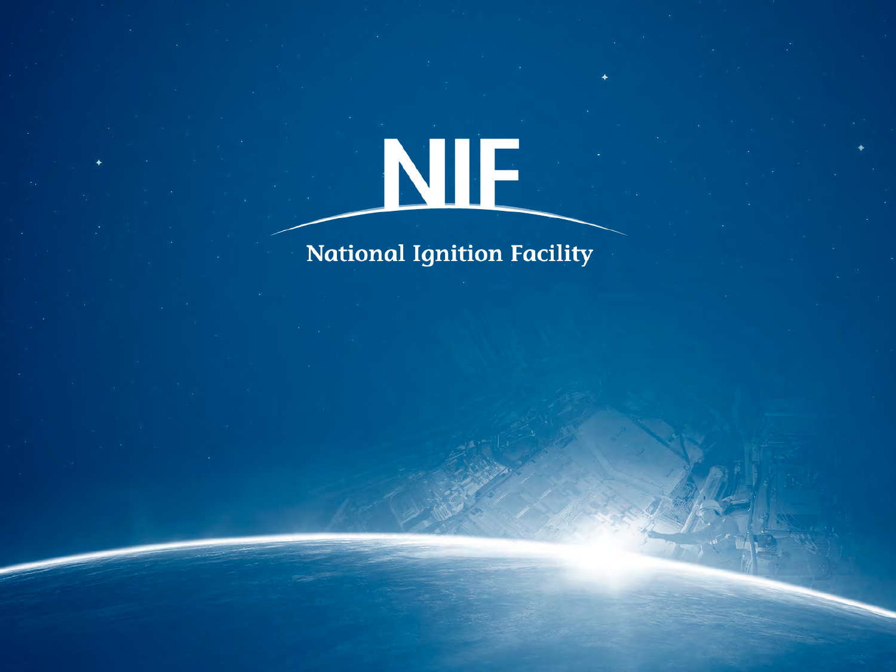NIF

National Ignition Facility